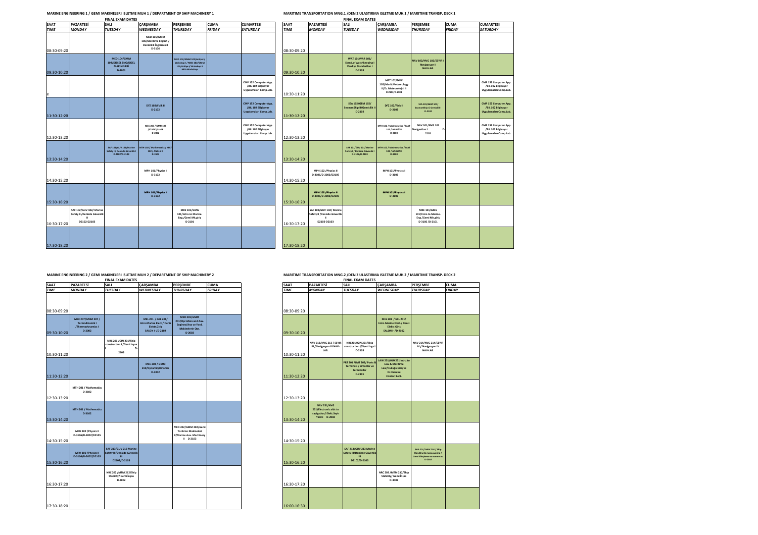## MARINE ENGINEERING 1 / GEMI MAKINELERI ISLETME MUH 1 / DEPARTMENT OF SHIP MACHINERY 1

**FINAL EXAM DATES**

| SAAT | PAZARTESİ | SALI | ÇARŞAMBA | PERŞEMBE | CUMA | CUMARTESI |
|---|---|---|---|---|---|---|
| *TIME* | *MONDAY* | *TUESDAY* | *WEDNESDAY* | *THURSDAY* | *FRIDAY* | *SATURDAY* |
| 08:30-09:20 | | | MED 106/GMM 106/Maritime English / Denizcilik İngilizcesi I D-3106 | | | |
| 09:30-10:20 | | MED 104/GMM 104/DIESEL ENG/DIZEL MAKİNELERİ D-2001 | | MED 102/GMM 102/Atölye I/ Watchkeeping I / MED 102/GMM 102/Atölye I/ Workshop II NEU-Workshop | | |
| e | | | | | | CMP 152 Computer App. /BIL 102 Bilgisayar Uygulamaları Comp.Lab. |
| 11:30-12:20 | | | DFZ 102/Fizik II D-2102 | | | CMP 152 Computer App. /BIL 102 Bilgisayar Uygulamaları Comp.Lab. |
| 12:30-13:20 | | | MEC 203 / GMM108 /STATIC/Statik D-3002 | | | CMP 152 Computer App. /BIL 102 Bilgisayar Uygulamaları Comp.Lab. |
| 13:30-14:20 | | SAF 101/GUV 101/Marine Safety I / Denizde Güvenlik I D-2102/D-2103 | MTH 102 / Mathematics / MAT 102 / ANALİZ II D-3103 | | | |
| 14:30-15:20 | | | MPH 101/Physics I D-3102 | | | |
| 15:30-16:20 | | | MPH 101/Physics I D-3102 | | | |
| 16:30-17:20 | SAF 102/GUV 102/ Marine Safety II /Denizde Güvenlik II D2102-D2103 | | | MRE 101/GMG 101/Intro.to Marine. Eng./Gemi Mk.giriş D-2101 | | |
| 17:30-18:20 | | | | | | |

## MARITIME TRANSPORTATION MNG.1 /DENIZ ULASTIRMA ISLETME MUH.1 / MARITIME TRANSP. DECK 1

**FINAL EXAM DATES**

| SAAT | PAZARTESİ | SALI | ÇARŞAMBA | PERŞEMBE | CUMA | CUMARTESI |
|---|---|---|---|---|---|---|
| *TIME* | *MONDAY* | *TUESDAY* | *WEDNESDAY* | *THURSDAY* | *FRIDAY* | *SATURDAY* |
| 08:30-09:20 | | | | | | |
| 09:30-10:20 | | WAT 101/VAR 101/ Stand.of watchkeeping I Vardiya Standartları I D-2103 | | NAV 102/NVG 102/SEYIR II Navigasyon II NAV-LAB. | | |
| 10:30-11:20 | | | MET 102/DME 102/Marit.Meteorology II/Dz.Meteorolojisi II D-2102/D-2103 | | | CMP 152 Computer App. /BIL 102 Bilgisayar Uygulamaları Comp.Lab. |
| 11:30-12:20 | | SEA 102/GEM 102/ Seaman Ship II/Gemicilik II D-2102 | DFZ 102/Fizik II D-2102 | SEA 101/GEM 101/ Seamanship I/ Gemicilik I D-2102 | | CMP 152 Computer App. /BIL 102 Bilgisayar Uygulamaları Comp.Lab. |
| 12:30-13:20 | | | MTH 102 / Mathematics / MAT 102 / ANALİZ II D-3103 | NAV 101/NVG 101 Navigation I D-2101 | | CMP 152 Computer App. /BIL 102 Bilgisayar Uygulamaları Comp.Lab. |
| 13:30-14:20 | | SAF 101/GUV 101/Marine Safety I / Denizde Güvenlik I D-2102/D-2103 | MTH 102 / Mathematics / MAT 102 / ANALİZ II D-3103 | | | |
| 14:30-15:20 | MPH 102 /Physics II D-3106/D-2002/D2105 | | MPH 101/Physics I D-3102 | | | |
| 15:30-16:20 | MPH 102 /Physics II D-3106/D-2002/D2105 | | MPH 101/Physics I D-3102 | | | |
| 16:30-17:20 | SAF 102/GUV 102/ Marine Safety II /Denizde Güvenlik II D2102-D2103 | | | MRE 101/GMG 101/Intro.to Marine. Eng./Gemi Mk.giriş D-3106 /D-2101 | | |
| 17:30-18:20 | | | | | | |

## MARINE ENGINEERING 2 / GEMI MAKINELERI ISLETME MUH 2 / DEPARTMENT OF SHIP MACHINERY 2

**FINAL EXAM DATES**

| SAAT | PAZARTESİ | SALI | ÇARŞAMBA | PERŞEMBE | CUMA |
|---|---|---|---|---|---|
| *TIME* | *MONDAY* | *TUESDAY* | *WEDNESDAY* | *THURSDAY* | *FRIDAY* |
| 08:30-09:20 | | | | | |
| 09:30-10:20 | MEC 207/GMM 207 / Termodinamik I /Thermodynamics I D-2002 | | MEL 201 / GEL 201/ Intro.Marine Elect./ Deniz Elektr.Giriş SALON I- /D-2102 | MED 201/GMM 201/Opr.Main and Aux. Engines/Ana ve Yard. Makinelerin Opr. D-2002 | |
| 10:30-11:20 | | NRC 201 /GIN 201/Ship construction I /Gemi İnşaa I D-2103 | | | |
| 11:30-12:20 | | | MEC 204 / GMM 210/Dynamic/Dinamik D-3002 | | |
| 12:30-13:20 | MTH 201 / Mathematics D-3102 | | | | |
| 13:30-14:20 | MTH 201 / Mathematics D-3102 | | | | |
| 14:30-15:20 | MPH 102 /Physics II D-3106/D-2002/D2105 | | | MED 202/GMM 202/Gemi Yardımcı Makineleri II/Marine Aux. Machinery II D-2103 | |
| 15:30-16:20 | MPH 102 /Physics II D-3106/D-2002/D2105 | SAF 213/GUV 213 Marine Safety III/Denizde Güvenlik III D2102/D-2103 | | | |
| 16:30-17:20 | | NRC 202 /MTM 212/Ship Stability/ Gemi İnşaa D-3002 | | | |
| 17:30-18:20 | | | | | |

## MARITIME TRANSPORTATION MNG.2 /DENIZ ULASTIRMA ISLETME MUH.2 / MARITIME TRANSP. DECK 2

**FINAL EXAM DATES**

| SAAT | PAZARTESİ | SALI | ÇARŞAMBA | PERŞEMBE | CUMA |
|---|---|---|---|---|---|
| *TIME* | *MONDAY* | *TUESDAY* | *WEDNESDAY* | *THURSDAY* | *FRIDAY* |
| 08:30-09:20 | | | | | |
| 09:30-10:20 | | | MEL 201 / GEL 201/ Intro.Marine Elect./ Deniz Elektr.Giriş SALON I- /D-2102 | | |
| 10:30-11:20 | NAV 213/NVG 213 / SEYIR III /Navigasyon III NAV-LAB. | NRC201/GIN 201/Ship construction I/Gemi İnşa I D-2103 | | NAV 214/NVG 214/SEYIR IV / Navigasyon IV NAV-LAB. | |
| 11:30-12:20 | | PRT 201 /LMT 202/ Ports & Terminals / Limanlar ve terminaller D-2101 | LAW 251/HUK251 Intro.to Law & Maritime Law/Hukuğa Giriş ve Dz.Hukuku Contact Lect. | | |
| 12:30-13:20 | | | | | |
| 13:30-14:20 | NAV 251/NVG 251/Electronic aids to navigation/ Elekt.Seyir Yard.I D-2002 | | | | |
| 14:30-15:20 | | | | | |
| 15:30-16:20 | | SAF 213/GUV 213 Marine Safety III/Denizde Güvenlik III D2102/D-2103 | | SHA 201/ MNV 201 / Ship Handling & manoeuvring / Gemi Elleçleme ve manevrası D-3002 | |
| 16:30-17:20 | | | NRC 202 /MTM 212/Ship Stability/ Gemi İnşaa D-3002 | | |
| 16:00-16:30 | | | | | |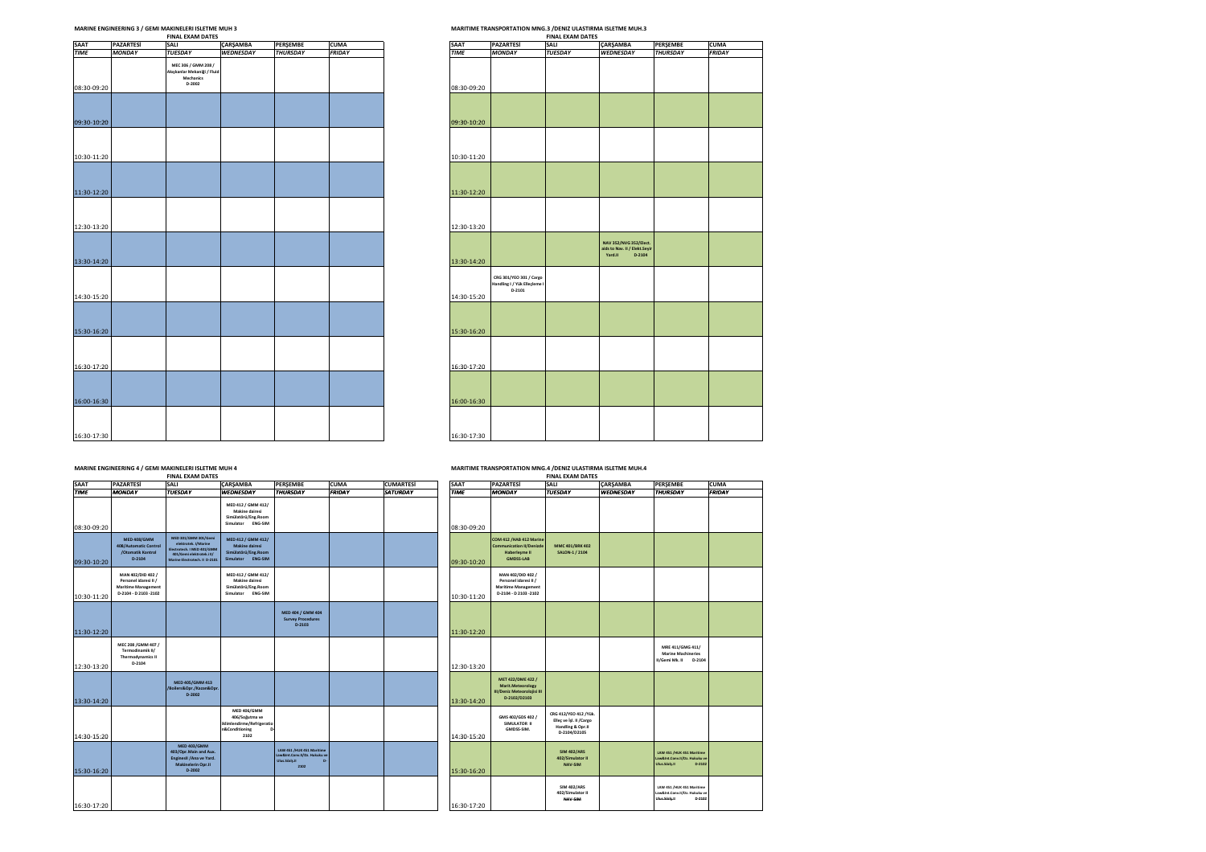## MARINE ENGINEERING 3 / GEMI MAKINELERI ISLETME MUH 3

FINAL EXAM DATES

| SAAT | PAZARTESİ | SALI | ÇARŞAMBA | PERŞEMBE | CUMA |
|---|---|---|---|---|---|
| *TIME* | *MONDAY* | *TUESDAY* | *WEDNESDAY* | *THURSDAY* | *FRIDAY* |
| 08:30-09:20 | | MEC 306 / GMM 208 / Akışkanlar Mekaniği / Fluid Mechanics D-2002 | | | |
| 09:30-10:20 | | | | | |
| 10:30-11:20 | | | | | |
| 11:30-12:20 | | | | | |
| 12:30-13:20 | | | | | |
| 13:30-14:20 | | | | | |
| 14:30-15:20 | | | | | |
| 15:30-16:20 | | | | | |
| 16:30-17:20 | | | | | |
| 16:00-16:30 | | | | | |
| 16:30-17:30 | | | | | |

## MARITIME TRANSPORTATION MNG.3 /DENIZ ULASTIRMA ISLETME MUH.3

FINAL EXAM DATES

| SAAT | PAZARTESİ | SALI | ÇARŞAMBA | PERŞEMBE | CUMA |
|---|---|---|---|---|---|
| *TIME* | *MONDAY* | *TUESDAY* | *WEDNESDAY* | *THURSDAY* | *FRIDAY* |
| 08:30-09:20 | | | | | |
| 09:30-10:20 | | | | | |
| 10:30-11:20 | | | | | |
| 11:30-12:20 | | | | | |
| 12:30-13:20 | | | | | |
| 13:30-14:20 | | | NAV 352/NVG 352/Elect. aids to Nav. II / Elekt.Seyir Yard.II D-2104 | | |
| 14:30-15:20 | CRG 301/YGO 301 / Cargo Handling I / Yük Elleçleme I D-2101 | | | | |
| 15:30-16:20 | | | | | |
| 16:30-17:20 | | | | | |
| 16:00-16:30 | | | | | |
| 16:30-17:30 | | | | | |

## MARINE ENGINEERING 4 / GEMI MAKINELERI ISLETME MUH 4

FINAL EXAM DATES

| SAAT | PAZARTESİ | SALI | ÇARŞAMBA | PERŞEMBE | CUMA | CUMARTESİ |
|---|---|---|---|---|---|---|
| *TIME* | *MONDAY* | *TUESDAY* | *WEDNESDAY* | *THURSDAY* | *FRIDAY* | *SATURDAY* |
| 08:30-09:20 | | | MED 412 / GMM 412/ Makine dairesi Simülatörü/Eng.Room Simulator ENG-SIM | | | |
| 09:30-10:20 | MED 408/GMM 408/Automatic Control /Otomatik Kontrol D-2104 | MED 301/GMM 305/Gemi elektrotek. I/Marine Electrotech. I MED 401/GMM 401/Gemi elektroteknik.II/ Marine Electrotech. II D-2101 | MED 412 / GMM 412/ Makine dairesi Simülatörü/Eng.Room Simulator ENG-SIM | | | |
| 10:30-11:20 | MAN 402/DID 402 / Personel idaresi II / Maritime Management D-2104 - D 2103 -2102 | | MED 412 / GMM 412/ Makine dairesi Simülatörü/Eng.Room Simulator ENG-SIM | | | |
| 11:30-12:20 | | | | MED 404 / GMM 404 Survey Procedures D-2103 | | |
| 12:30-13:20 | MEC 208 /GMM 407 / Termodinamik II/ Thermodynamics II D-2104 | | | | | |
| 13:30-14:20 | | MED 405/GMM 413 /Boilers&Opr./Kazan&Opr. D-2002 | | | | |
| 14:30-15:20 | | | MED 406/GMM 406/Soğutma ve iklimlendirme/Refrigeration&Conditioning D-2102 | | | |
| 15:30-16:20 | | MED 403/GMM 403/Opr.Main and Aux. Engines II /Ana ve Yard. Makinelerin Opr.II D-2002 | | LAW 451 /HUK 451 Maritime Law&Int.Conv.II/Dz. Hukuku ve Ulus.Sözl.II D-2102 | | |
| 16:30-17:20 | | | | | | |

## MARITIME TRANSPORTATION MNG.4 /DENIZ ULASTIRMA ISLETME MUH.4

FINAL EXAM DATES

| SAAT | PAZARTESİ | SALI | ÇARŞAMBA | PERŞEMBE | CUMA |
|---|---|---|---|---|---|
| *TIME* | *MONDAY* | *TUESDAY* | *WEDNESDAY* | *THURSDAY* | *FRIDAY* |
| 08:30-09:20 | | | | | |
| 09:30-10:20 | COM 412 /HAB 412 Marine Communication II/Denizde Haberleşme II GMDSS-LAB | MMC 401/BRK 402 SALON-1 / 2104 | | | |
| 10:30-11:20 | MAN 402/DID 402 / Personel idaresi II / Maritime Management D-2104 - D 2103 -2102 | | | | |
| 11:30-12:20 | | | | | |
| 12:30-13:20 | | | | MRE 411/GMG 411/ Marine Machineries II/Gemi Mk. II D-2104 | |
| 13:30-14:20 | MET 422/DME 422 / Marit.Meteorology III/Deniz Meteorolojisi III D-2102/D2103 | | | | |
| 14:30-15:20 | GMS 402/GDS 402 / SIMULATOR II GMDSS-SIM. | CRG 412/YGO 412 /Yük. Elleç ve İşl. II /Cargo Handling & Opr.II D-2104/D2105 | | | |
| 15:30-16:20 | | SIM 402/ARS 402/Simulator II NAV-SIM | | LAW 451 /HUK 451 Maritime Law&Int.Conv.II/Dz. Hukuku ve Ulus.Sözl.II D-2102 | |
| 16:30-17:20 | | SIM 402/ARS 402/Simulator II NAV-SIM | | LAW 451 /HUK 451 Maritime Law&Int.Conv.II/Dz. Hukuku ve Ulus.Sözl.II D-2102 | |